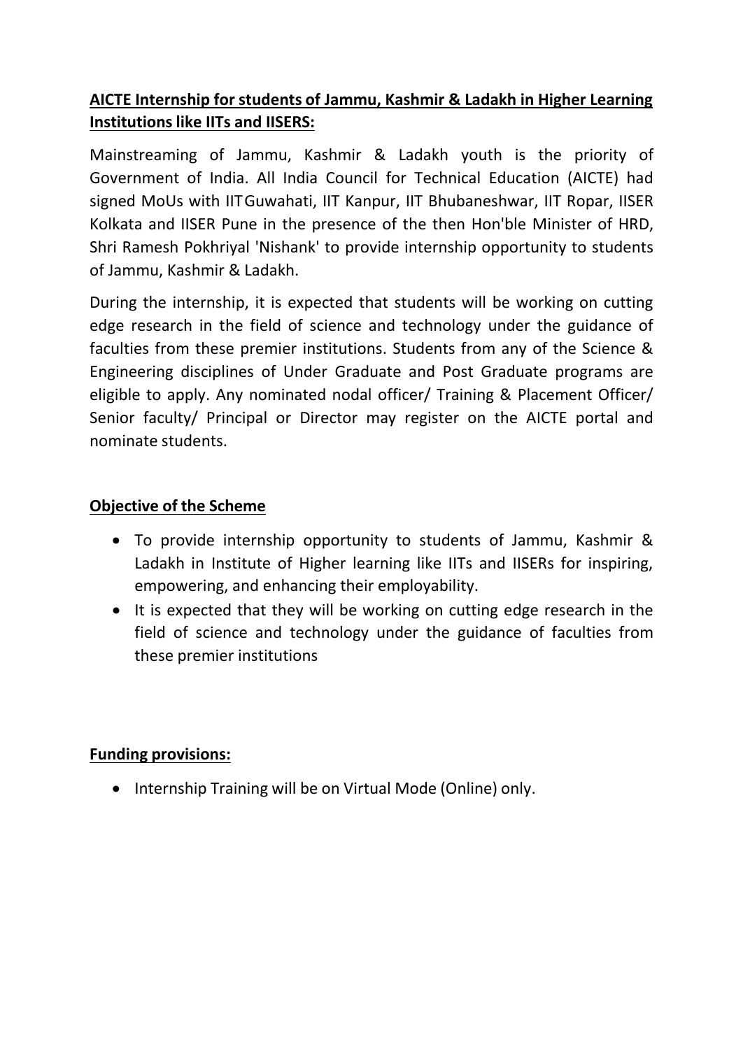**AICTE Internship for students of Jammu, Kashmir & Ladakh in Higher Learning Institutions like IITs and IISERS:**

Mainstreaming of Jammu, Kashmir & Ladakh youth is the priority of Government of India. All India Council for Technical Education (AICTE) had signed MoUs with IIT Guwahati, IIT Kanpur, IIT Bhubaneshwar, IIT Ropar, IISER Kolkata and IISER Pune in the presence of the then Hon'ble Minister of HRD, Shri Ramesh Pokhriyal 'Nishank' to provide internship opportunity to students of Jammu, Kashmir & Ladakh.

During the internship, it is expected that students will be working on cutting edge research in the field of science and technology under the guidance of faculties from these premier institutions. Students from any of the Science & Engineering disciplines of Under Graduate and Post Graduate programs are eligible to apply. Any nominated nodal officer/ Training & Placement Officer/ Senior faculty/ Principal or Director may register on the AICTE portal and nominate students.

**Objective of the Scheme**

- To provide internship opportunity to students of Jammu, Kashmir & Ladakh in Institute of Higher learning like IITs and IISERs for inspiring, empowering, and enhancing their employability.
- It is expected that they will be working on cutting edge research in the field of science and technology under the guidance of faculties from these premier institutions

**Funding provisions:**

- Internship Training will be on Virtual Mode (Online) only.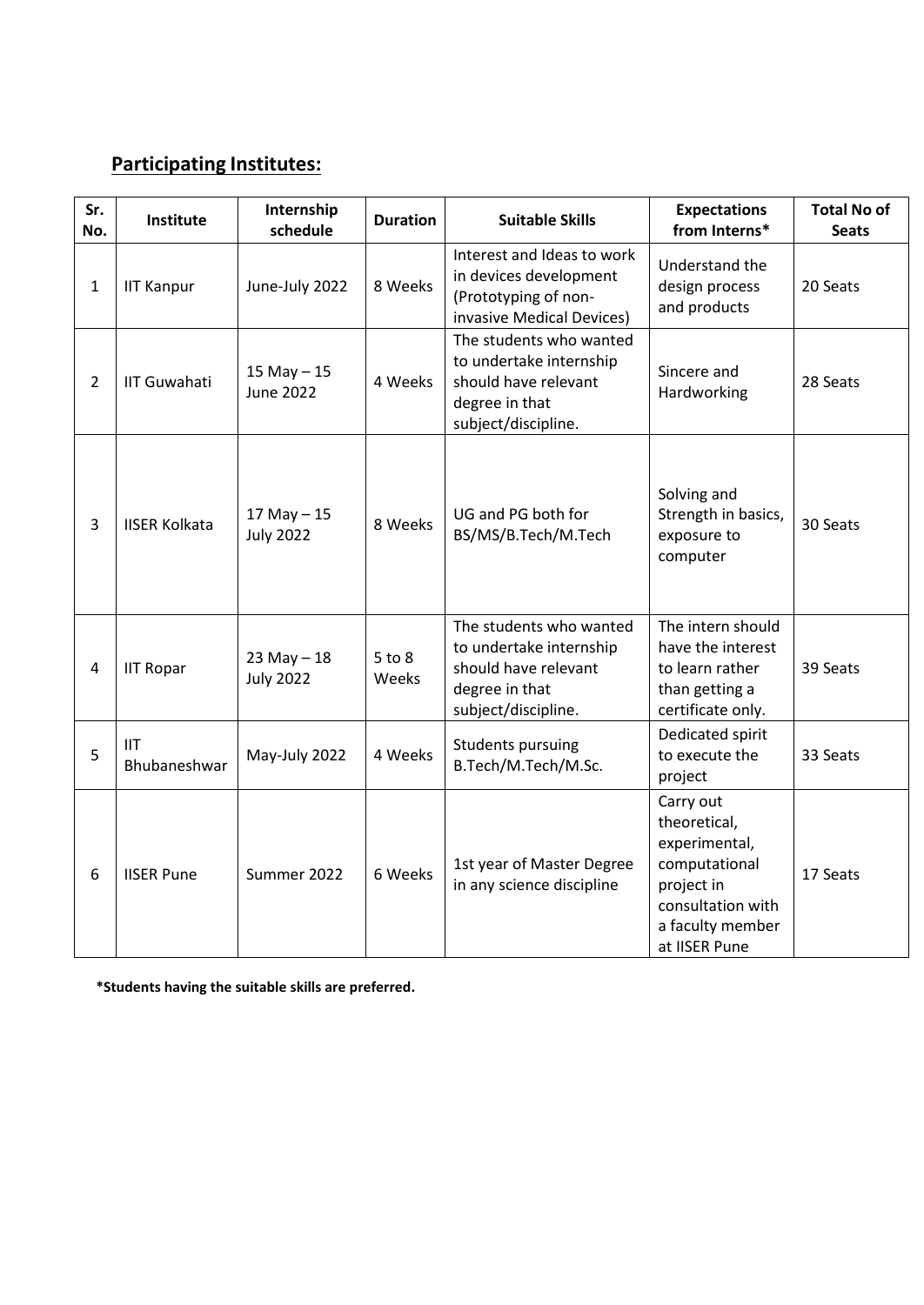## Participating Institutes:

| Sr. No. | Institute | Internship schedule | Duration | Suitable Skills | Expectations from Interns* | Total No of Seats |
|---|---|---|---|---|---|---|
| 1 | IIT Kanpur | June-July 2022 | 8 Weeks | Interest and Ideas to work in devices development (Prototyping of non-invasive Medical Devices) | Understand the design process and products | 20 Seats |
| 2 | IIT Guwahati | 15 May – 15 June 2022 | 4 Weeks | The students who wanted to undertake internship should have relevant degree in that subject/discipline. | Sincere and Hardworking | 28 Seats |
| 3 | IISER Kolkata | 17 May – 15 July 2022 | 8 Weeks | UG and PG both for BS/MS/B.Tech/M.Tech | Solving and Strength in basics, exposure to computer | 30 Seats |
| 4 | IIT Ropar | 23 May – 18 July 2022 | 5 to 8 Weeks | The students who wanted to undertake internship should have relevant degree in that subject/discipline. | The intern should have the interest to learn rather than getting a certificate only. | 39 Seats |
| 5 | IIT Bhubaneshwar | May-July 2022 | 4 Weeks | Students pursuing B.Tech/M.Tech/M.Sc. | Dedicated spirit to execute the project | 33 Seats |
| 6 | IISER Pune | Summer 2022 | 6 Weeks | 1st year of Master Degree in any science discipline | Carry out theoretical, experimental, computational project in consultation with a faculty member at IISER Pune | 17 Seats |

**\*Students having the suitable skills are preferred.**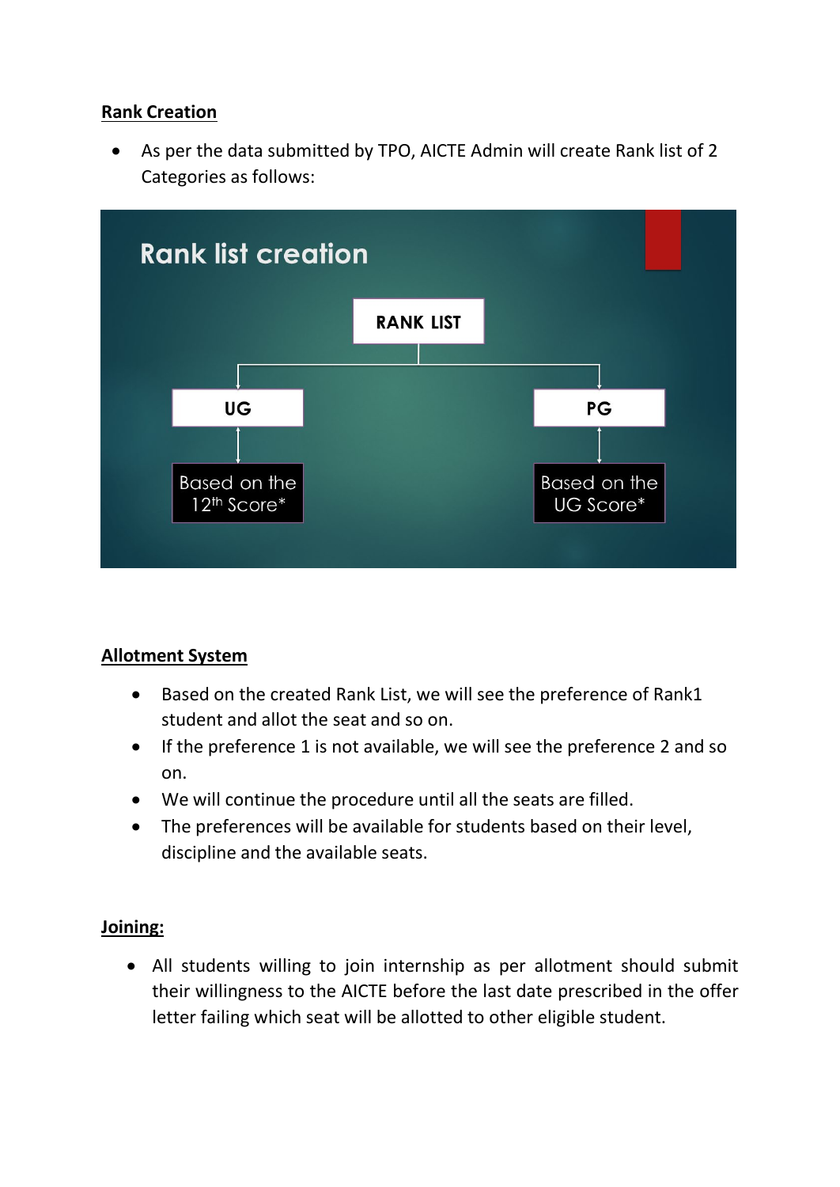**Rank Creation**

- As per the data submitted by TPO, AICTE Admin will create Rank list of 2 Categories as follows:

Rank list creation

RANK LIST

UG — Based on the 12th Score*

PG — Based on the UG Score*

**Allotment System**

- Based on the created Rank List, we will see the preference of Rank1 student and allot the seat and so on.
- If the preference 1 is not available, we will see the preference 2 and so on.
- We will continue the procedure until all the seats are filled.
- The preferences will be available for students based on their level, discipline and the available seats.

**Joining:**

- All students willing to join internship as per allotment should submit their willingness to the AICTE before the last date prescribed in the offer letter failing which seat will be allotted to other eligible student.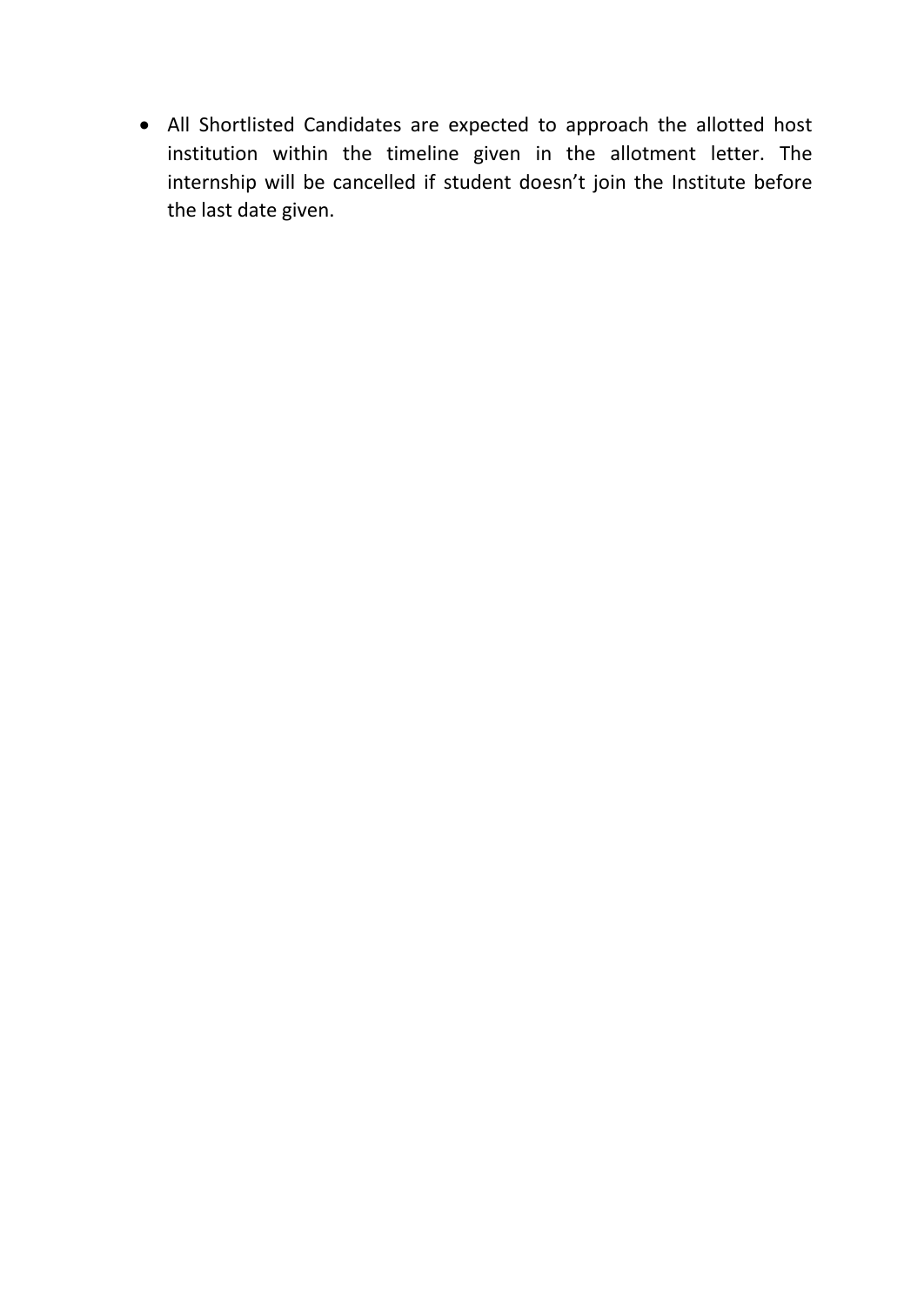- All Shortlisted Candidates are expected to approach the allotted host institution within the timeline given in the allotment letter. The internship will be cancelled if student doesn't join the Institute before the last date given.